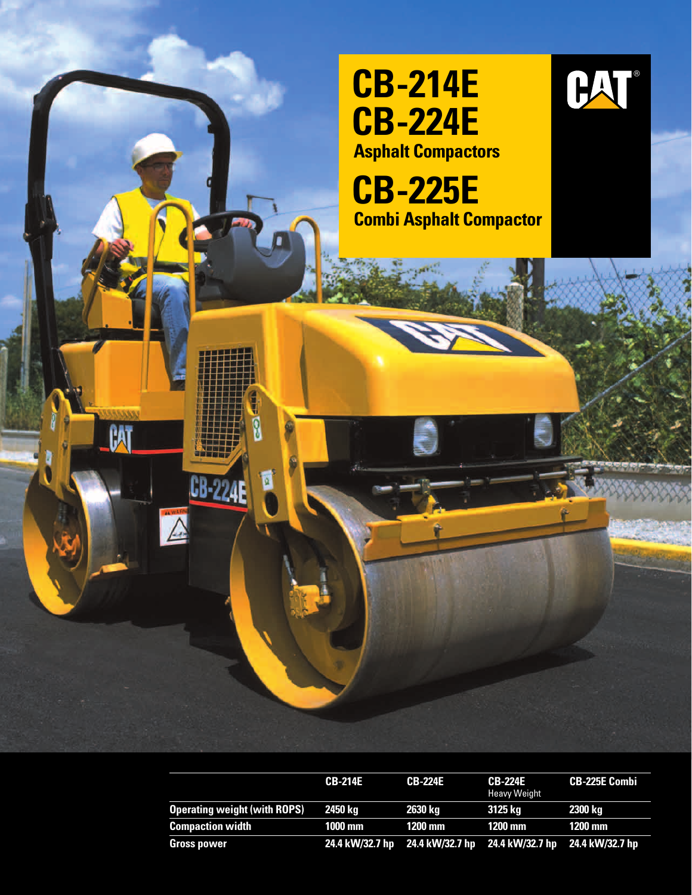# CB-214E
# CB-224E
## Asphalt Compactors

# CB-225E
## Combi Asphalt Compactor

| | CB-214E | CB-224E | CB-224E Heavy Weight | CB-225E Combi |
|---|---|---|---|---|
| **Operating weight (with ROPS)** | **2450 kg** | **2630 kg** | **3125 kg** | **2300 kg** |
| **Compaction width** | **1000 mm** | **1200 mm** | **1200 mm** | **1200 mm** |
| **Gross power** | **24.4 kW/32.7 hp** | **24.4 kW/32.7 hp** | **24.4 kW/32.7 hp** | **24.4 kW/32.7 hp** |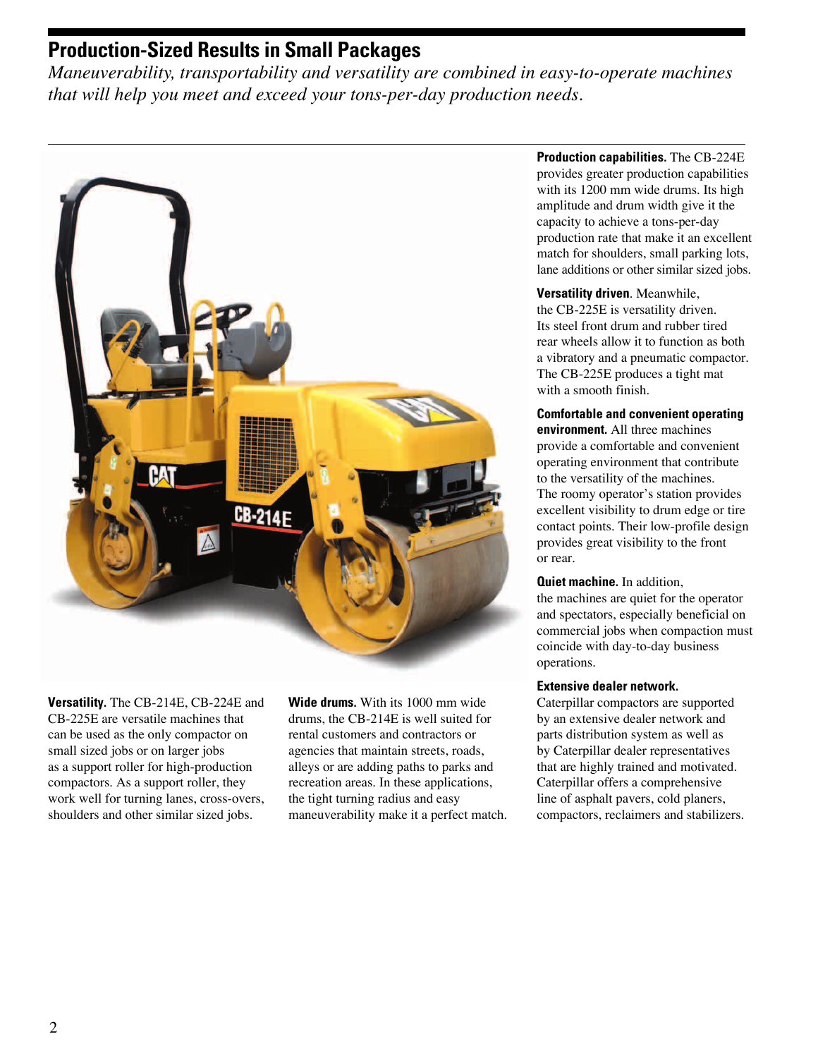## Production-Sized Results in Small Packages

*Maneuverability, transportability and versatility are combined in easy-to-operate machines that will help you meet and exceed your tons-per-day production needs.*

**Versatility.** The CB-214E, CB-224E and CB-225E are versatile machines that can be used as the only compactor on small sized jobs or on larger jobs as a support roller for high-production compactors. As a support roller, they work well for turning lanes, cross-overs, shoulders and other similar sized jobs.

**Wide drums.** With its 1000 mm wide drums, the CB-214E is well suited for rental customers and contractors or agencies that maintain streets, roads, alleys or are adding paths to parks and recreation areas. In these applications, the tight turning radius and easy maneuverability make it a perfect match.

**Production capabilities.** The CB-224E provides greater production capabilities with its 1200 mm wide drums. Its high amplitude and drum width give it the capacity to achieve a tons-per-day production rate that make it an excellent match for shoulders, small parking lots, lane additions or other similar sized jobs.

**Versatility driven**. Meanwhile, the CB-225E is versatility driven. Its steel front drum and rubber tired rear wheels allow it to function as both a vibratory and a pneumatic compactor. The CB-225E produces a tight mat with a smooth finish.

**Comfortable and convenient operating environment.** All three machines provide a comfortable and convenient operating environment that contribute to the versatility of the machines. The roomy operator's station provides excellent visibility to drum edge or tire contact points. Their low-profile design provides great visibility to the front or rear.

**Quiet machine.** In addition, the machines are quiet for the operator and spectators, especially beneficial on commercial jobs when compaction must coincide with day-to-day business operations.

**Extensive dealer network.** Caterpillar compactors are supported by an extensive dealer network and parts distribution system as well as by Caterpillar dealer representatives that are highly trained and motivated. Caterpillar offers a comprehensive line of asphalt pavers, cold planers, compactors, reclaimers and stabilizers.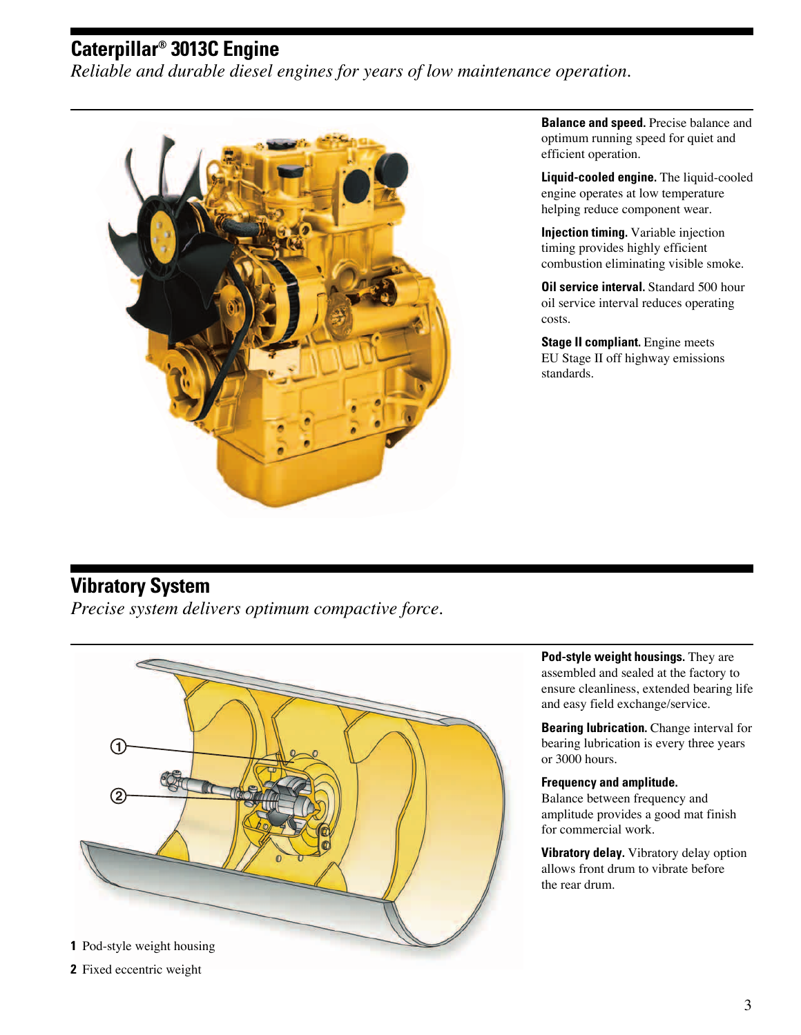## Caterpillar® 3013C Engine

*Reliable and durable diesel engines for years of low maintenance operation.*

**Balance and speed.** Precise balance and optimum running speed for quiet and efficient operation.

**Liquid-cooled engine.** The liquid-cooled engine operates at low temperature helping reduce component wear.

**Injection timing.** Variable injection timing provides highly efficient combustion eliminating visible smoke.

**Oil service interval.** Standard 500 hour oil service interval reduces operating costs.

**Stage II compliant.** Engine meets EU Stage II off highway emissions standards.

## Vibratory System

*Precise system delivers optimum compactive force.*

**1** Pod-style weight housing

**2** Fixed eccentric weight

**Pod-style weight housings.** They are assembled and sealed at the factory to ensure cleanliness, extended bearing life and easy field exchange/service.

**Bearing lubrication.** Change interval for bearing lubrication is every three years or 3000 hours.

**Frequency and amplitude.** Balance between frequency and amplitude provides a good mat finish for commercial work.

**Vibratory delay.** Vibratory delay option allows front drum to vibrate before the rear drum.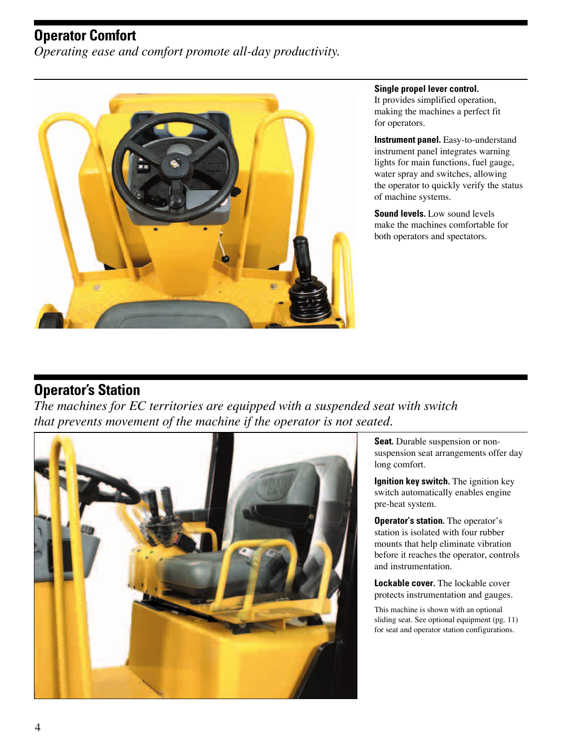## Operator Comfort

*Operating ease and comfort promote all-day productivity.*

**Single propel lever control.** It provides simplified operation, making the machines a perfect fit for operators.

**Instrument panel.** Easy-to-understand instrument panel integrates warning lights for main functions, fuel gauge, water spray and switches, allowing the operator to quickly verify the status of machine systems.

**Sound levels.** Low sound levels make the machines comfortable for both operators and spectators.

## Operator's Station

*The machines for EC territories are equipped with a suspended seat with switch that prevents movement of the machine if the operator is not seated.*

**Seat.** Durable suspension or non-suspension seat arrangements offer day long comfort.

**Ignition key switch.** The ignition key switch automatically enables engine pre-heat system.

**Operator's station.** The operator's station is isolated with four rubber mounts that help eliminate vibration before it reaches the operator, controls and instrumentation.

**Lockable cover.** The lockable cover protects instrumentation and gauges.

This machine is shown with an optional sliding seat. See optional equipment (pg. 11) for seat and operator station configurations.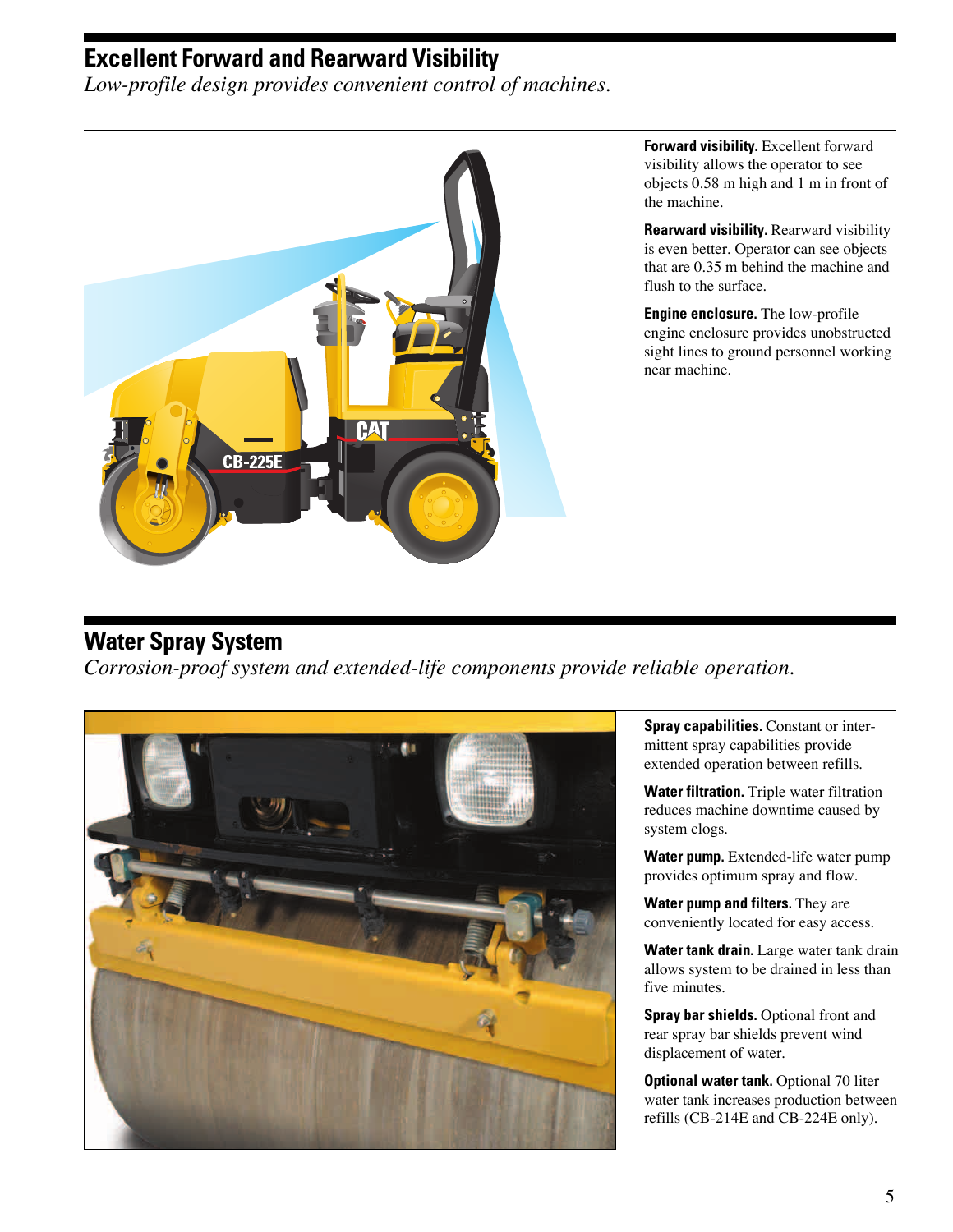## Excellent Forward and Rearward Visibility

*Low-profile design provides convenient control of machines.*

**Forward visibility.** Excellent forward visibility allows the operator to see objects 0.58 m high and 1 m in front of the machine.

**Rearward visibility.** Rearward visibility is even better. Operator can see objects that are 0.35 m behind the machine and flush to the surface.

**Engine enclosure.** The low-profile engine enclosure provides unobstructed sight lines to ground personnel working near machine.

## Water Spray System

*Corrosion-proof system and extended-life components provide reliable operation.*

**Spray capabilities.** Constant or intermittent spray capabilities provide extended operation between refills.

**Water filtration.** Triple water filtration reduces machine downtime caused by system clogs.

**Water pump.** Extended-life water pump provides optimum spray and flow.

**Water pump and filters.** They are conveniently located for easy access.

**Water tank drain.** Large water tank drain allows system to be drained in less than five minutes.

**Spray bar shields.** Optional front and rear spray bar shields prevent wind displacement of water.

**Optional water tank.** Optional 70 liter water tank increases production between refills (CB-214E and CB-224E only).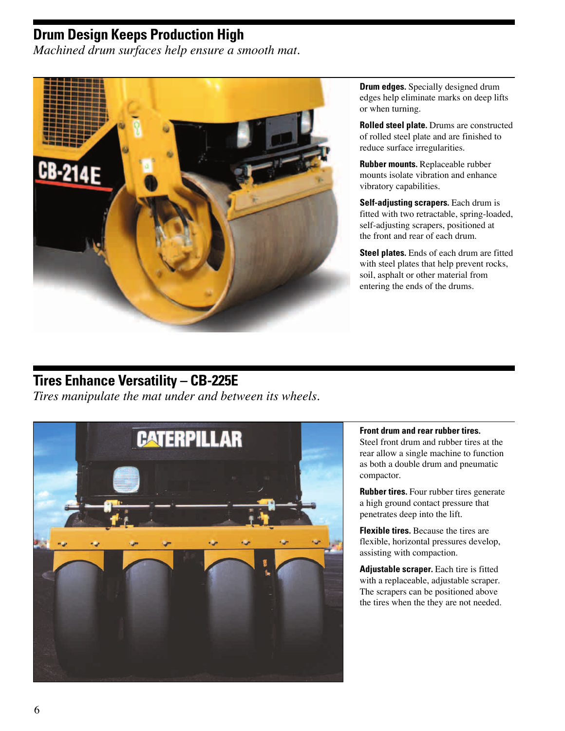## Drum Design Keeps Production High

*Machined drum surfaces help ensure a smooth mat.*

**Drum edges.** Specially designed drum edges help eliminate marks on deep lifts or when turning.

**Rolled steel plate.** Drums are constructed of rolled steel plate and are finished to reduce surface irregularities.

**Rubber mounts.** Replaceable rubber mounts isolate vibration and enhance vibratory capabilities.

**Self-adjusting scrapers.** Each drum is fitted with two retractable, spring-loaded, self-adjusting scrapers, positioned at the front and rear of each drum.

**Steel plates.** Ends of each drum are fitted with steel plates that help prevent rocks, soil, asphalt or other material from entering the ends of the drums.

## Tires Enhance Versatility – CB-225E

*Tires manipulate the mat under and between its wheels.*

**Front drum and rear rubber tires.** Steel front drum and rubber tires at the rear allow a single machine to function as both a double drum and pneumatic compactor.

**Rubber tires.** Four rubber tires generate a high ground contact pressure that penetrates deep into the lift.

**Flexible tires.** Because the tires are flexible, horizontal pressures develop, assisting with compaction.

**Adjustable scraper.** Each tire is fitted with a replaceable, adjustable scraper. The scrapers can be positioned above the tires when the they are not needed.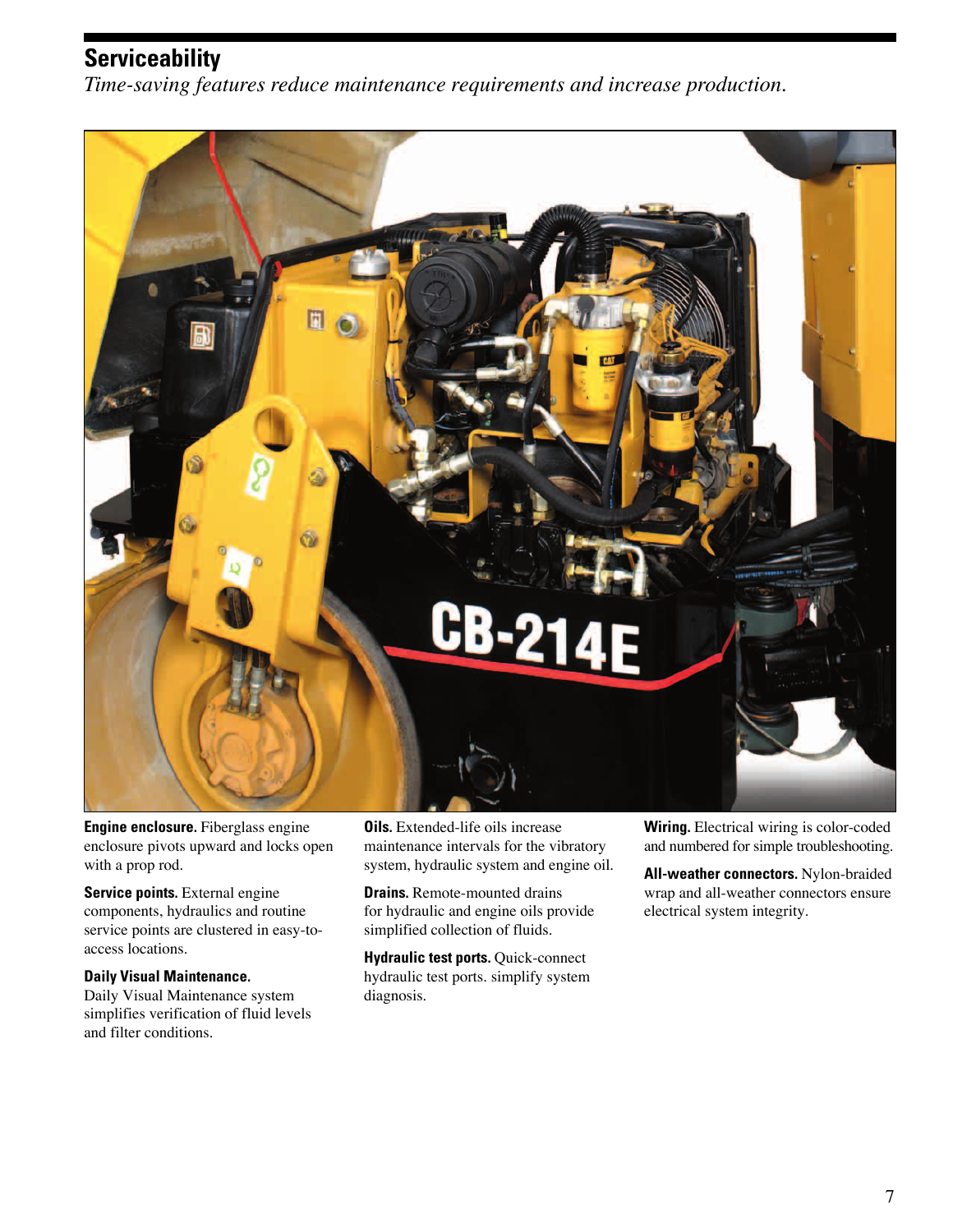## Serviceability

*Time-saving features reduce maintenance requirements and increase production.*

**Engine enclosure.** Fiberglass engine enclosure pivots upward and locks open with a prop rod.

**Service points.** External engine components, hydraulics and routine service points are clustered in easy-to-access locations.

**Daily Visual Maintenance.** Daily Visual Maintenance system simplifies verification of fluid levels and filter conditions.

**Oils.** Extended-life oils increase maintenance intervals for the vibratory system, hydraulic system and engine oil.

**Drains.** Remote-mounted drains for hydraulic and engine oils provide simplified collection of fluids.

**Hydraulic test ports.** Quick-connect hydraulic test ports. simplify system diagnosis.

**Wiring.** Electrical wiring is color-coded and numbered for simple troubleshooting.

**All-weather connectors.** Nylon-braided wrap and all-weather connectors ensure electrical system integrity.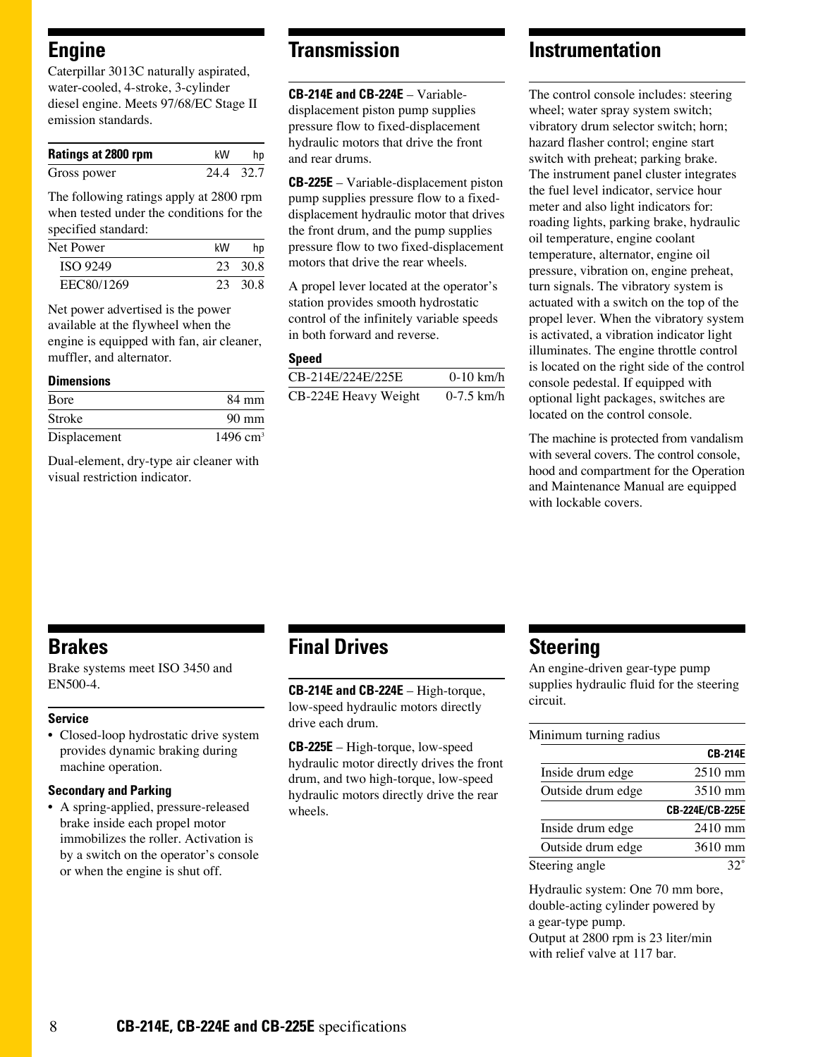## Engine

Caterpillar 3013C naturally aspirated, water-cooled, 4-stroke, 3-cylinder diesel engine. Meets 97/68/EC Stage II emission standards.

| Ratings at 2800 rpm | kW | hp |
|---|---|---|
| Gross power | 24.4 | 32.7 |

The following ratings apply at 2800 rpm when tested under the conditions for the specified standard:

| Net Power | kW | hp |
|---|---|---|
| ISO 9249 | 23 | 30.8 |
| EEC80/1269 | 23 | 30.8 |

Net power advertised is the power available at the flywheel when the engine is equipped with fan, air cleaner, muffler, and alternator.

**Dimensions**

| | |
|---|---|
| Bore | 84 mm |
| Stroke | 90 mm |
| Displacement | 1496 $cm^3$ |

Dual-element, dry-type air cleaner with visual restriction indicator.

## Transmission

**CB-214E and CB-224E** – Variable-displacement piston pump supplies pressure flow to fixed-displacement hydraulic motors that drive the front and rear drums.

**CB-225E** – Variable-displacement piston pump supplies pressure flow to a fixed-displacement hydraulic motor that drives the front drum, and the pump supplies pressure flow to two fixed-displacement motors that drive the rear wheels.

A propel lever located at the operator's station provides smooth hydrostatic control of the infinitely variable speeds in both forward and reverse.

**Speed**

| | |
|---|---|
| CB-214E/224E/225E | 0-10 km/h |
| CB-224E Heavy Weight | 0-7.5 km/h |

## Instrumentation

The control console includes: steering wheel; water spray system switch; vibratory drum selector switch; horn; hazard flasher control; engine start switch with preheat; parking brake. The instrument panel cluster integrates the fuel level indicator, service hour meter and also light indicators for: roading lights, parking brake, hydraulic oil temperature, engine coolant temperature, alternator, engine oil pressure, vibration on, engine preheat, turn signals. The vibratory system is actuated with a switch on the top of the propel lever. When the vibratory system is activated, a vibration indicator light illuminates. The engine throttle control is located on the right side of the control console pedestal. If equipped with optional light packages, switches are located on the control console.

The machine is protected from vandalism with several covers. The control console, hood and compartment for the Operation and Maintenance Manual are equipped with lockable covers.

## Brakes

Brake systems meet ISO 3450 and EN500-4.

**Service**

- Closed-loop hydrostatic drive system provides dynamic braking during machine operation.

**Secondary and Parking**

- A spring-applied, pressure-released brake inside each propel motor immobilizes the roller. Activation is by a switch on the operator's console or when the engine is shut off.

## Final Drives

**CB-214E and CB-224E** – High-torque, low-speed hydraulic motors directly drive each drum.

**CB-225E** – High-torque, low-speed hydraulic motor directly drives the front drum, and two high-torque, low-speed hydraulic motors directly drive the rear wheels.

## Steering

An engine-driven gear-type pump supplies hydraulic fluid for the steering circuit.

| Minimum turning radius | |
|---|---|
| | **CB-214E** |
| Inside drum edge | 2510 mm |
| Outside drum edge | 3510 mm |
| | **CB-224E/CB-225E** |
| Inside drum edge | 2410 mm |
| Outside drum edge | 3610 mm |
| Steering angle | 32° |

Hydraulic system: One 70 mm bore, double-acting cylinder powered by a gear-type pump.
Output at 2800 rpm is 23 liter/min with relief valve at 117 bar.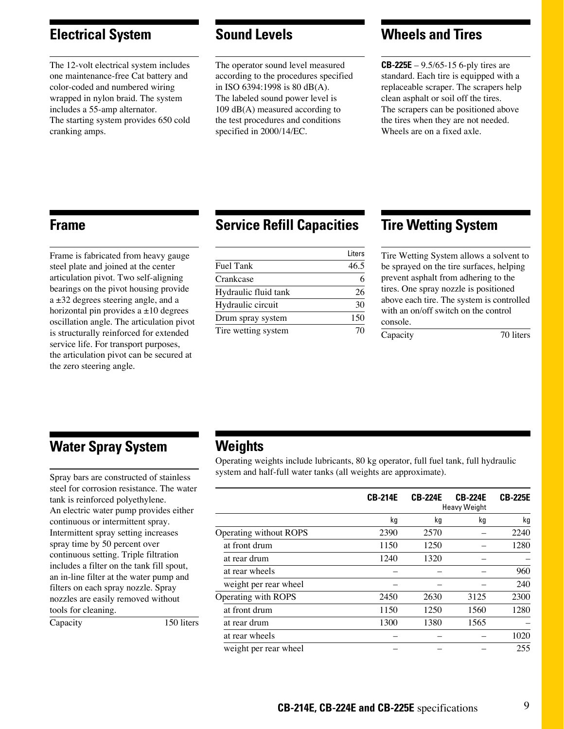## Electrical System

The 12-volt electrical system includes one maintenance-free Cat battery and color-coded and numbered wiring wrapped in nylon braid. The system includes a 55-amp alternator.
The starting system provides 650 cold cranking amps.

## Sound Levels

The operator sound level measured according to the procedures specified in ISO 6394:1998 is 80 dB(A).
The labeled sound power level is 109 dB(A) measured according to the test procedures and conditions specified in 2000/14/EC.

## Wheels and Tires

**CB-225E** – 9.5/65-15 6-ply tires are standard. Each tire is equipped with a replaceable scraper. The scrapers help clean asphalt or soil off the tires.
The scrapers can be positioned above the tires when they are not needed.
Wheels are on a fixed axle.

## Frame

Frame is fabricated from heavy gauge steel plate and joined at the center articulation pivot. Two self-aligning bearings on the pivot housing provide a ±32 degrees steering angle, and a horizontal pin provides a ±10 degrees oscillation angle. The articulation pivot is structurally reinforced for extended service life. For transport purposes, the articulation pivot can be secured at the zero steering angle.

## Service Refill Capacities

| | Liters |
|---|---|
| Fuel Tank | 46.5 |
| Crankcase | 6 |
| Hydraulic fluid tank | 26 |
| Hydraulic circuit | 30 |
| Drum spray system | 150 |
| Tire wetting system | 70 |

## Tire Wetting System

Tire Wetting System allows a solvent to be sprayed on the tire surfaces, helping prevent asphalt from adhering to the tires. One spray nozzle is positioned above each tire. The system is controlled with an on/off switch on the control console.

| | |
|---|---|
| Capacity | 70 liters |

## Water Spray System

Spray bars are constructed of stainless steel for corrosion resistance. The water tank is reinforced polyethylene.
An electric water pump provides either continuous or intermittent spray. Intermittent spray setting increases spray time by 50 percent over continuous setting. Triple filtration includes a filter on the tank fill spout, an in-line filter at the water pump and filters on each spray nozzle. Spray nozzles are easily removed without tools for cleaning.

| | |
|---|---|
| Capacity | 150 liters |

## Weights

Operating weights include lubricants, 80 kg operator, full fuel tank, full hydraulic system and half-full water tanks (all weights are approximate).

| | CB-214E | CB-224E | CB-224E Heavy Weight | CB-225E |
|---|---|---|---|---|
| | kg | kg | kg | kg |
| Operating without ROPS | 2390 | 2570 | – | 2240 |
| at front drum | 1150 | 1250 | – | 1280 |
| at rear drum | 1240 | 1320 | – | – |
| at rear wheels | – | – | – | 960 |
| weight per rear wheel | – | – | – | 240 |
| Operating with ROPS | 2450 | 2630 | 3125 | 2300 |
| at front drum | 1150 | 1250 | 1560 | 1280 |
| at rear drum | 1300 | 1380 | 1565 | – |
| at rear wheels | – | – | – | 1020 |
| weight per rear wheel | – | – | – | 255 |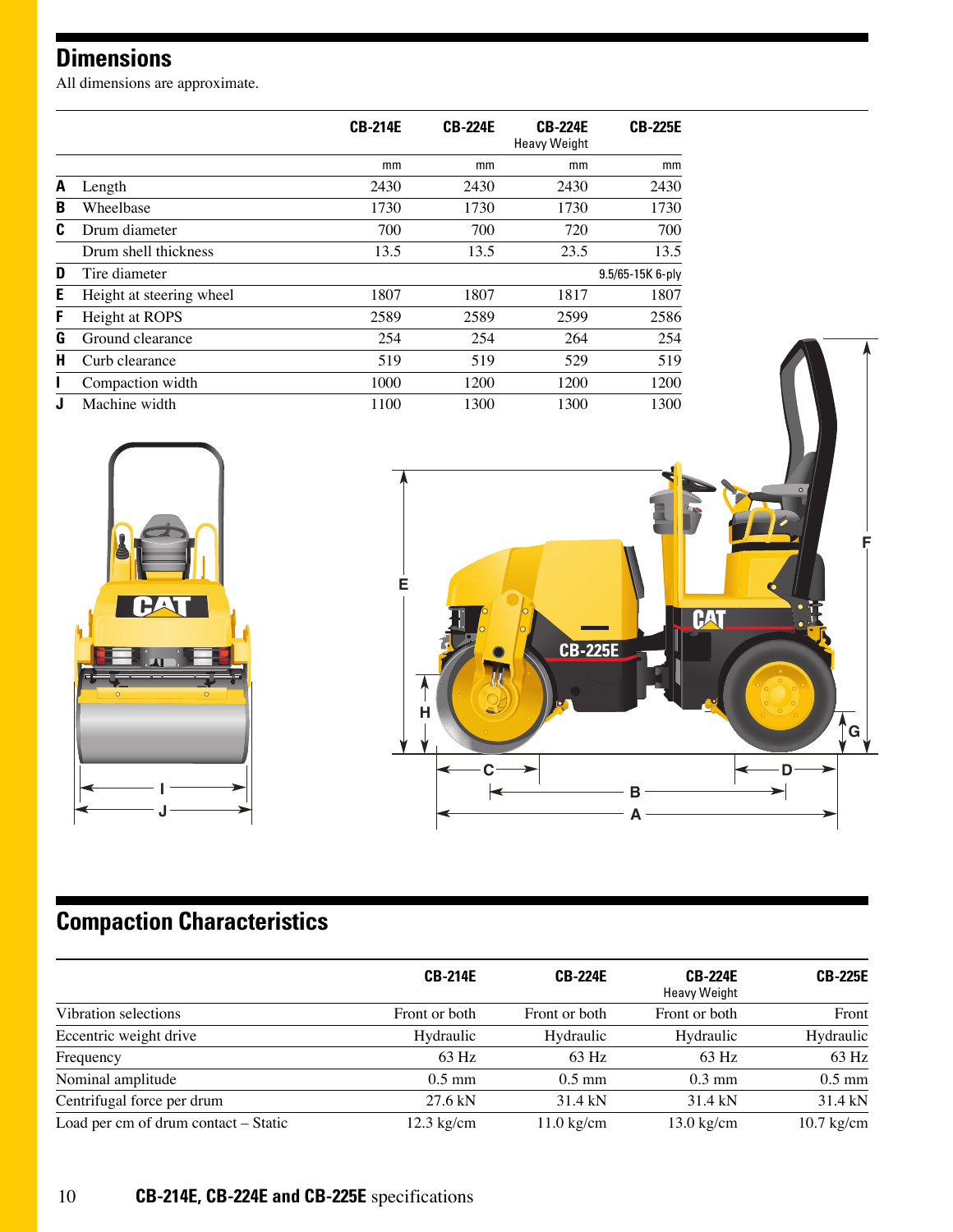## Dimensions

All dimensions are approximate.

| | | CB-214E | CB-224E | CB-224E Heavy Weight | CB-225E |
|---|---|---|---|---|---|
| | | mm | mm | mm | mm |
| **A** | Length | 2430 | 2430 | 2430 | 2430 |
| **B** | Wheelbase | 1730 | 1730 | 1730 | 1730 |
| **C** | Drum diameter | 700 | 700 | 720 | 700 |
| | Drum shell thickness | 13.5 | 13.5 | 23.5 | 13.5 |
| **D** | Tire diameter | | | | 9.5/65-15K 6-ply |
| **E** | Height at steering wheel | 1807 | 1807 | 1817 | 1807 |
| **F** | Height at ROPS | 2589 | 2589 | 2599 | 2586 |
| **G** | Ground clearance | 254 | 254 | 264 | 254 |
| **H** | Curb clearance | 519 | 519 | 529 | 519 |
| **I** | Compaction width | 1000 | 1200 | 1200 | 1200 |
| **J** | Machine width | 1100 | 1300 | 1300 | 1300 |

## Compaction Characteristics

| | CB-214E | CB-224E | CB-224E Heavy Weight | CB-225E |
|---|---|---|---|---|
| Vibration selections | Front or both | Front or both | Front or both | Front |
| Eccentric weight drive | Hydraulic | Hydraulic | Hydraulic | Hydraulic |
| Frequency | 63 Hz | 63 Hz | 63 Hz | 63 Hz |
| Nominal amplitude | 0.5 mm | 0.5 mm | 0.3 mm | 0.5 mm |
| Centrifugal force per drum | 27.6 kN | 31.4 kN | 31.4 kN | 31.4 kN |
| Load per cm of drum contact – Static | 12.3 kg/cm | 11.0 kg/cm | 13.0 kg/cm | 10.7 kg/cm |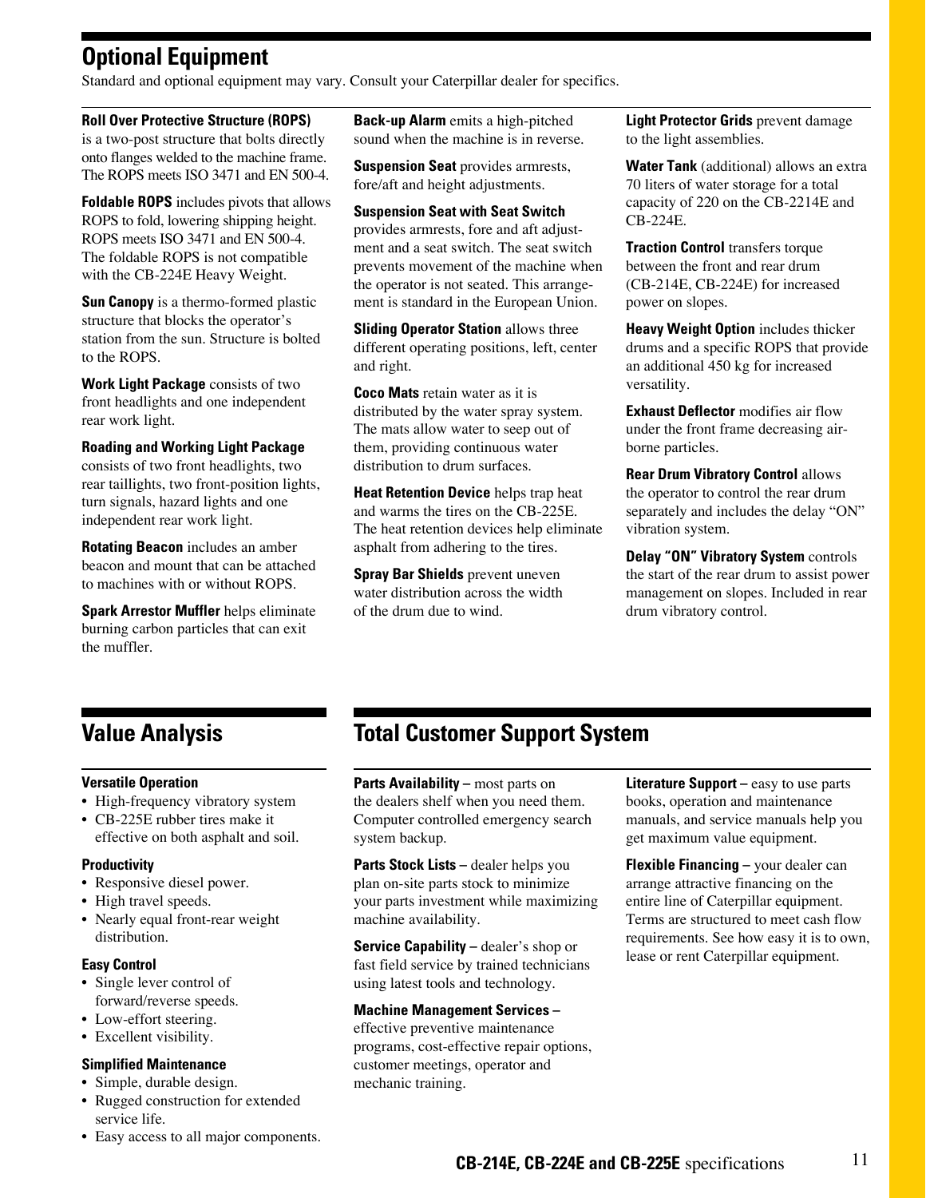## Optional Equipment

Standard and optional equipment may vary. Consult your Caterpillar dealer for specifics.

**Roll Over Protective Structure (ROPS)** is a two-post structure that bolts directly onto flanges welded to the machine frame. The ROPS meets ISO 3471 and EN 500-4.

**Foldable ROPS** includes pivots that allows ROPS to fold, lowering shipping height. ROPS meets ISO 3471 and EN 500-4. The foldable ROPS is not compatible with the CB-224E Heavy Weight.

**Sun Canopy** is a thermo-formed plastic structure that blocks the operator's station from the sun. Structure is bolted to the ROPS.

**Work Light Package** consists of two front headlights and one independent rear work light.

**Roading and Working Light Package** consists of two front headlights, two rear taillights, two front-position lights, turn signals, hazard lights and one independent rear work light.

**Rotating Beacon** includes an amber beacon and mount that can be attached to machines with or without ROPS.

**Spark Arrestor Muffler** helps eliminate burning carbon particles that can exit the muffler.

**Back-up Alarm** emits a high-pitched sound when the machine is in reverse.

**Suspension Seat** provides armrests, fore/aft and height adjustments.

**Suspension Seat with Seat Switch** provides armrests, fore and aft adjustment and a seat switch. The seat switch prevents movement of the machine when the operator is not seated. This arrangement is standard in the European Union.

**Sliding Operator Station** allows three different operating positions, left, center and right.

**Coco Mats** retain water as it is distributed by the water spray system. The mats allow water to seep out of them, providing continuous water distribution to drum surfaces.

**Heat Retention Device** helps trap heat and warms the tires on the CB-225E. The heat retention devices help eliminate asphalt from adhering to the tires.

**Spray Bar Shields** prevent uneven water distribution across the width of the drum due to wind.

**Light Protector Grids** prevent damage to the light assemblies.

**Water Tank** (additional) allows an extra 70 liters of water storage for a total capacity of 220 on the CB-2214E and CB-224E.

**Traction Control** transfers torque between the front and rear drum (CB-214E, CB-224E) for increased power on slopes.

**Heavy Weight Option** includes thicker drums and a specific ROPS that provide an additional 450 kg for increased versatility.

**Exhaust Deflector** modifies air flow under the front frame decreasing air-borne particles.

**Rear Drum Vibratory Control** allows the operator to control the rear drum separately and includes the delay "ON" vibration system.

**Delay "ON" Vibratory System** controls the start of the rear drum to assist power management on slopes. Included in rear drum vibratory control.

## Value Analysis

**Versatile Operation**
- High-frequency vibratory system
- CB-225E rubber tires make it effective on both asphalt and soil.

**Productivity**
- Responsive diesel power.
- High travel speeds.
- Nearly equal front-rear weight distribution.

**Easy Control**
- Single lever control of forward/reverse speeds.
- Low-effort steering.
- Excellent visibility.

**Simplified Maintenance**
- Simple, durable design.
- Rugged construction for extended service life.
- Easy access to all major components.

## Total Customer Support System

**Parts Availability –** most parts on the dealers shelf when you need them. Computer controlled emergency search system backup.

**Parts Stock Lists –** dealer helps you plan on-site parts stock to minimize your parts investment while maximizing machine availability.

**Service Capability –** dealer's shop or fast field service by trained technicians using latest tools and technology.

**Machine Management Services –** effective preventive maintenance programs, cost-effective repair options, customer meetings, operator and mechanic training.

**Literature Support –** easy to use parts books, operation and maintenance manuals, and service manuals help you get maximum value equipment.

**Flexible Financing –** your dealer can arrange attractive financing on the entire line of Caterpillar equipment. Terms are structured to meet cash flow requirements. See how easy it is to own, lease or rent Caterpillar equipment.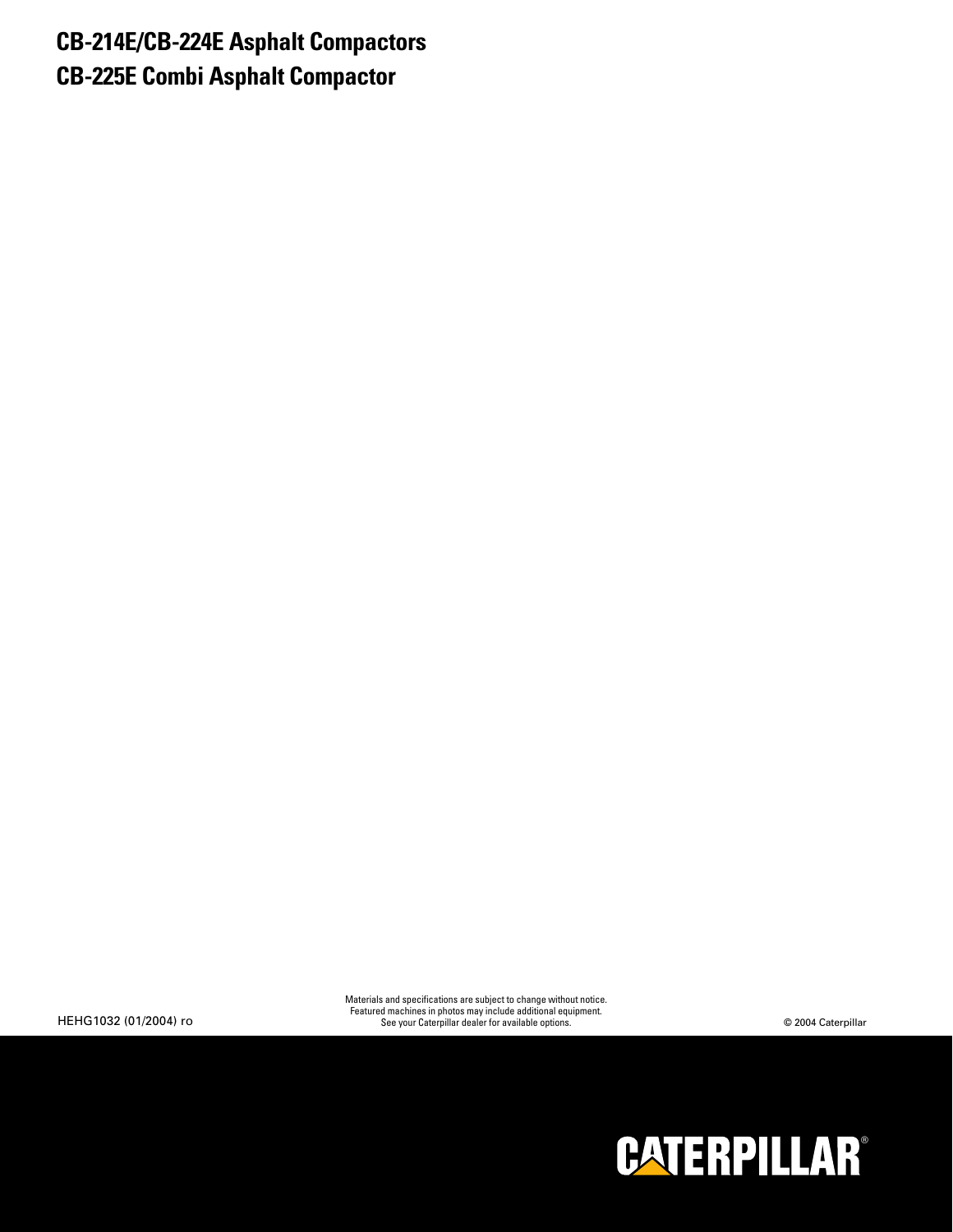# CB-214E/CB-224E Asphalt Compactors
# CB-225E Combi Asphalt Compactor

HEHG1032 (01/2004) ro

Materials and specifications are subject to change without notice.
Featured machines in photos may include additional equipment.
See your Caterpillar dealer for available options.

© 2004 Caterpillar

CATERPILLAR®